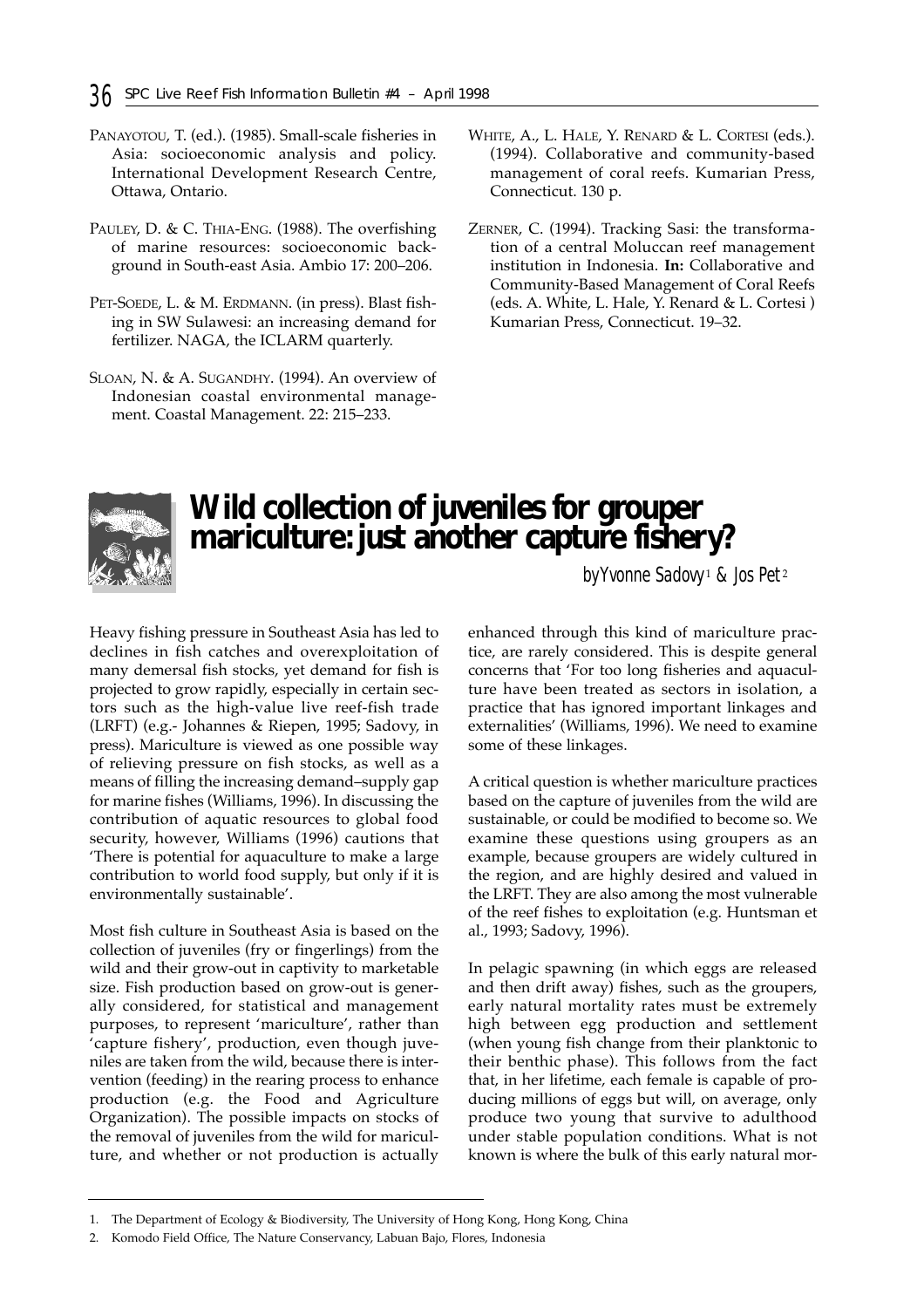Panayotou, T. (ed.). (1985). Small-scale fisheries in Asia: socioeconomic analysis and policy. International Development Research Centre, Ottawa, Ontario.

Pauley, D. & C. Thia-Eng. (1988). The overfishing of marine resources: socioeconomic background in South-east Asia. Ambio 17: 200–206.

Pet-Soede, L. & M. Erdmann. (in press). Blast fishing in SW Sulawesi: an increasing demand for fertilizer. NAGA, the ICLARM quarterly.

Sloan, N. & A. Sugandhy. (1994). An overview of Indonesian coastal environmental management. Coastal Management. 22: 215–233.

White, A., L. Hale, Y. Renard & L. Cortesi (eds.). (1994). Collaborative and community-based management of coral reefs. Kumarian Press, Connecticut. 130 p.

Zerner, C. (1994). Tracking Sasi: the transformation of a central Moluccan reef management institution in Indonesia. **In:** Collaborative and Community-Based Management of Coral Reefs (eds. A. White, L. Hale, Y. Renard & L. Cortesi ) Kumarian Press, Connecticut. 19–32.

# Wild collection of juveniles for grouper mariculture: just another capture fishery?

*by Yvonne Sadovy[1] & Jos Pet[2]*

Heavy fishing pressure in Southeast Asia has led to declines in fish catches and overexploitation of many demersal fish stocks, yet demand for fish is projected to grow rapidly, especially in certain sectors such as the high-value live reef-fish trade (LRFT) (e.g.- Johannes & Riepen, 1995; Sadovy, in press). Mariculture is viewed as one possible way of relieving pressure on fish stocks, as well as a means of filling the increasing demand–supply gap for marine fishes (Williams, 1996). In discussing the contribution of aquatic resources to global food security, however, Williams (1996) cautions that 'There is potential for aquaculture to make a large contribution to world food supply, but only if it is environmentally sustainable'.

Most fish culture in Southeast Asia is based on the collection of juveniles (fry or fingerlings) from the wild and their grow-out in captivity to marketable size. Fish production based on grow-out is generally considered, for statistical and management purposes, to represent 'mariculture', rather than 'capture fishery', production, even though juveniles are taken from the wild, because there is intervention (feeding) in the rearing process to enhance production (e.g. the Food and Agriculture Organization). The possible impacts on stocks of the removal of juveniles from the wild for mariculture, and whether or not production is actually enhanced through this kind of mariculture practice, are rarely considered. This is despite general concerns that 'For too long fisheries and aquaculture have been treated as sectors in isolation, a practice that has ignored important linkages and externalities' (Williams, 1996). We need to examine some of these linkages.

A critical question is whether mariculture practices based on the capture of juveniles from the wild are sustainable, or could be modified to become so. We examine these questions using groupers as an example, because groupers are widely cultured in the region, and are highly desired and valued in the LRFT. They are also among the most vulnerable of the reef fishes to exploitation (e.g. Huntsman et al., 1993; Sadovy, 1996).

In pelagic spawning (in which eggs are released and then drift away) fishes, such as the groupers, early natural mortality rates must be extremely high between egg production and settlement (when young fish change from their planktonic to their benthic phase). This follows from the fact that, in her lifetime, each female is capable of producing millions of eggs but will, on average, only produce two young that survive to adulthood under stable population conditions. What is not known is where the bulk of this early natural mor-

1. The Department of Ecology & Biodiversity, The University of Hong Kong, Hong Kong, China
2. Komodo Field Office, The Nature Conservancy, Labuan Bajo, Flores, Indonesia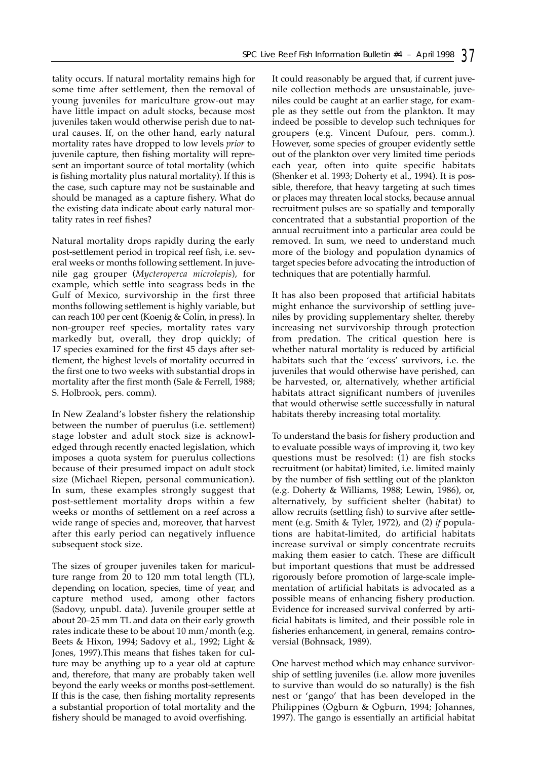tality occurs. If natural mortality remains high for some time after settlement, then the removal of young juveniles for mariculture grow-out may have little impact on adult stocks, because most juveniles taken would otherwise perish due to natural causes. If, on the other hand, early natural mortality rates have dropped to low levels *prior* to juvenile capture, then fishing mortality will represent an important source of total mortality (which is fishing mortality plus natural mortality). If this is the case, such capture may not be sustainable and should be managed as a capture fishery. What do the existing data indicate about early natural mortality rates in reef fishes?

Natural mortality drops rapidly during the early post-settlement period in tropical reef fish, i.e. several weeks or months following settlement. In juvenile gag grouper (*Mycteroperca microlepis*), for example, which settle into seagrass beds in the Gulf of Mexico, survivorship in the first three months following settlement is highly variable, but can reach 100 per cent (Koenig & Colin, in press). In non-grouper reef species, mortality rates vary markedly but, overall, they drop quickly; of 17 species examined for the first 45 days after settlement, the highest levels of mortality occurred in the first one to two weeks with substantial drops in mortality after the first month (Sale & Ferrell, 1988; S. Holbrook, pers. comm).

In New Zealand's lobster fishery the relationship between the number of puerulus (i.e. settlement) stage lobster and adult stock size is acknowledged through recently enacted legislation, which imposes a quota system for puerulus collections because of their presumed impact on adult stock size (Michael Riepen, personal communication). In sum, these examples strongly suggest that post-settlement mortality drops within a few weeks or months of settlement on a reef across a wide range of species and, moreover, that harvest after this early period can negatively influence subsequent stock size.

The sizes of grouper juveniles taken for mariculture range from 20 to 120 mm total length (TL), depending on location, species, time of year, and capture method used, among other factors (Sadovy, unpubl. data). Juvenile grouper settle at about 20–25 mm TL and data on their early growth rates indicate these to be about 10 mm/month (e.g. Beets & Hixon, 1994; Sadovy et al., 1992; Light & Jones, 1997).This means that fishes taken for culture may be anything up to a year old at capture and, therefore, that many are probably taken well beyond the early weeks or months post-settlement. If this is the case, then fishing mortality represents a substantial proportion of total mortality and the fishery should be managed to avoid overfishing.

It could reasonably be argued that, if current juvenile collection methods are unsustainable, juveniles could be caught at an earlier stage, for example as they settle out from the plankton. It may indeed be possible to develop such techniques for groupers (e.g. Vincent Dufour, pers. comm.). However, some species of grouper evidently settle out of the plankton over very limited time periods each year, often into quite specific habitats (Shenker et al. 1993; Doherty et al., 1994). It is possible, therefore, that heavy targeting at such times or places may threaten local stocks, because annual recruitment pulses are so spatially and temporally concentrated that a substantial proportion of the annual recruitment into a particular area could be removed. In sum, we need to understand much more of the biology and population dynamics of target species before advocating the introduction of techniques that are potentially harmful.

It has also been proposed that artificial habitats might enhance the survivorship of settling juveniles by providing supplementary shelter, thereby increasing net survivorship through protection from predation. The critical question here is whether natural mortality is reduced by artificial habitats such that the 'excess' survivors, i.e. the juveniles that would otherwise have perished, can be harvested, or, alternatively, whether artificial habitats attract significant numbers of juveniles that would otherwise settle successfully in natural habitats thereby increasing total mortality.

To understand the basis for fishery production and to evaluate possible ways of improving it, two key questions must be resolved: (1) are fish stocks recruitment (or habitat) limited, i.e. limited mainly by the number of fish settling out of the plankton (e.g. Doherty & Williams, 1988; Lewin, 1986), or, alternatively, by sufficient shelter (habitat) to allow recruits (settling fish) to survive after settlement (e.g. Smith & Tyler, 1972), and (2) *if* populations are habitat-limited, do artificial habitats increase survival or simply concentrate recruits making them easier to catch. These are difficult but important questions that must be addressed rigorously before promotion of large-scale implementation of artificial habitats is advocated as a possible means of enhancing fishery production. Evidence for increased survival conferred by artificial habitats is limited, and their possible role in fisheries enhancement, in general, remains controversial (Bohnsack, 1989).

One harvest method which may enhance survivorship of settling juveniles (i.e. allow more juveniles to survive than would do so naturally) is the fish nest or 'gango' that has been developed in the Philippines (Ogburn & Ogburn, 1994; Johannes, 1997). The gango is essentially an artificial habitat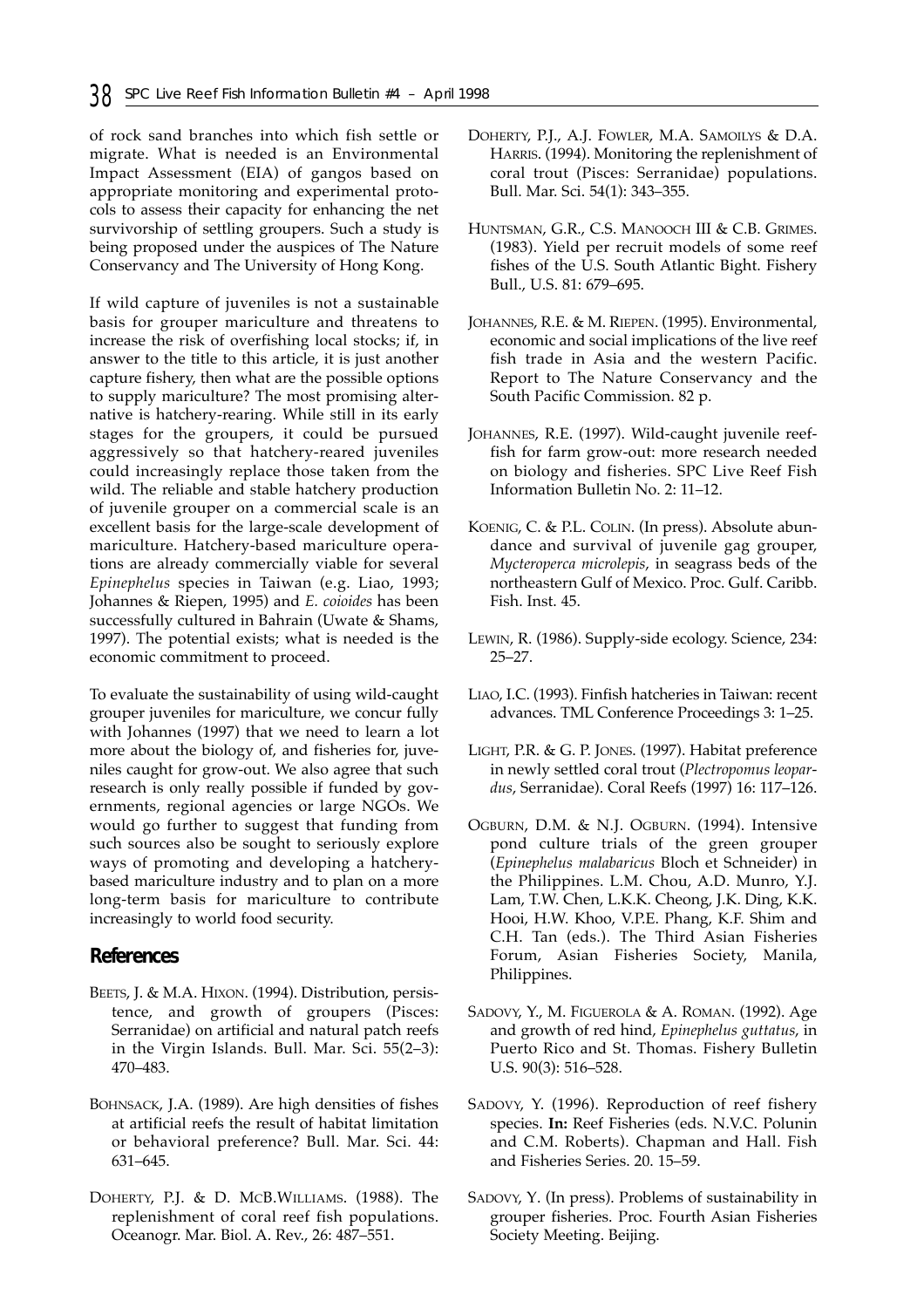of rock sand branches into which fish settle or migrate. What is needed is an Environmental Impact Assessment (EIA) of gangos based on appropriate monitoring and experimental protocols to assess their capacity for enhancing the net survivorship of settling groupers. Such a study is being proposed under the auspices of The Nature Conservancy and The University of Hong Kong.

If wild capture of juveniles is not a sustainable basis for grouper mariculture and threatens to increase the risk of overfishing local stocks; if, in answer to the title to this article, it is just another capture fishery, then what are the possible options to supply mariculture? The most promising alternative is hatchery-rearing. While still in its early stages for the groupers, it could be pursued aggressively so that hatchery-reared juveniles could increasingly replace those taken from the wild. The reliable and stable hatchery production of juvenile grouper on a commercial scale is an excellent basis for the large-scale development of mariculture. Hatchery-based mariculture operations are already commercially viable for several *Epinephelus* species in Taiwan (e.g. Liao, 1993; Johannes & Riepen, 1995) and *E. coioides* has been successfully cultured in Bahrain (Uwate & Shams, 1997). The potential exists; what is needed is the economic commitment to proceed.

To evaluate the sustainability of using wild-caught grouper juveniles for mariculture, we concur fully with Johannes (1997) that we need to learn a lot more about the biology of, and fisheries for, juveniles caught for grow-out. We also agree that such research is only really possible if funded by governments, regional agencies or large NGOs. We would go further to suggest that funding from such sources also be sought to seriously explore ways of promoting and developing a hatchery-based mariculture industry and to plan on a more long-term basis for mariculture to contribute increasingly to world food security.

## References

BEETS, J. & M.A. HIXON. (1994). Distribution, persistence, and growth of groupers (Pisces: Serranidae) on artificial and natural patch reefs in the Virgin Islands. Bull. Mar. Sci. 55(2–3): 470–483.

BOHNSACK, J.A. (1989). Are high densities of fishes at artificial reefs the result of habitat limitation or behavioral preference? Bull. Mar. Sci. 44: 631–645.

DOHERTY, P.J. & D. MCB.WILLIAMS. (1988). The replenishment of coral reef fish populations. Oceanogr. Mar. Biol. A. Rev., 26: 487–551.

DOHERTY, P.J., A.J. FOWLER, M.A. SAMOILYS & D.A. HARRIS. (1994). Monitoring the replenishment of coral trout (Pisces: Serranidae) populations. Bull. Mar. Sci. 54(1): 343–355.

HUNTSMAN, G.R., C.S. MANOOCH III & C.B. GRIMES. (1983). Yield per recruit models of some reef fishes of the U.S. South Atlantic Bight. Fishery Bull., U.S. 81: 679–695.

JOHANNES, R.E. & M. RIEPEN. (1995). Environmental, economic and social implications of the live reef fish trade in Asia and the western Pacific. Report to The Nature Conservancy and the South Pacific Commission. 82 p.

JOHANNES, R.E. (1997). Wild-caught juvenile reef-fish for farm grow-out: more research needed on biology and fisheries. SPC Live Reef Fish Information Bulletin No. 2: 11–12.

KOENIG, C. & P.L. COLIN. (In press). Absolute abundance and survival of juvenile gag grouper, *Mycteroperca microlepis*, in seagrass beds of the northeastern Gulf of Mexico. Proc. Gulf. Caribb. Fish. Inst. 45.

LEWIN, R. (1986). Supply-side ecology. Science, 234: 25–27.

LIAO, I.C. (1993). Finfish hatcheries in Taiwan: recent advances. TML Conference Proceedings 3: 1–25.

LIGHT, P.R. & G. P. JONES. (1997). Habitat preference in newly settled coral trout (*Plectropomus leopardus*, Serranidae). Coral Reefs (1997) 16: 117–126.

OGBURN, D.M. & N.J. OGBURN. (1994). Intensive pond culture trials of the green grouper (*Epinephelus malabaricus* Bloch et Schneider) in the Philippines. L.M. Chou, A.D. Munro, Y.J. Lam, T.W. Chen, L.K.K. Cheong, J.K. Ding, K.K. Hooi, H.W. Khoo, V.P.E. Phang, K.F. Shim and C.H. Tan (eds.). The Third Asian Fisheries Forum, Asian Fisheries Society, Manila, Philippines.

SADOVY, Y., M. FIGUEROLA & A. ROMAN. (1992). Age and growth of red hind, *Epinephelus guttatus*, in Puerto Rico and St. Thomas. Fishery Bulletin U.S. 90(3): 516–528.

SADOVY, Y. (1996). Reproduction of reef fishery species. **In:** Reef Fisheries (eds. N.V.C. Polunin and C.M. Roberts). Chapman and Hall. Fish and Fisheries Series. 20. 15–59.

SADOVY, Y. (In press). Problems of sustainability in grouper fisheries. Proc. Fourth Asian Fisheries Society Meeting. Beijing.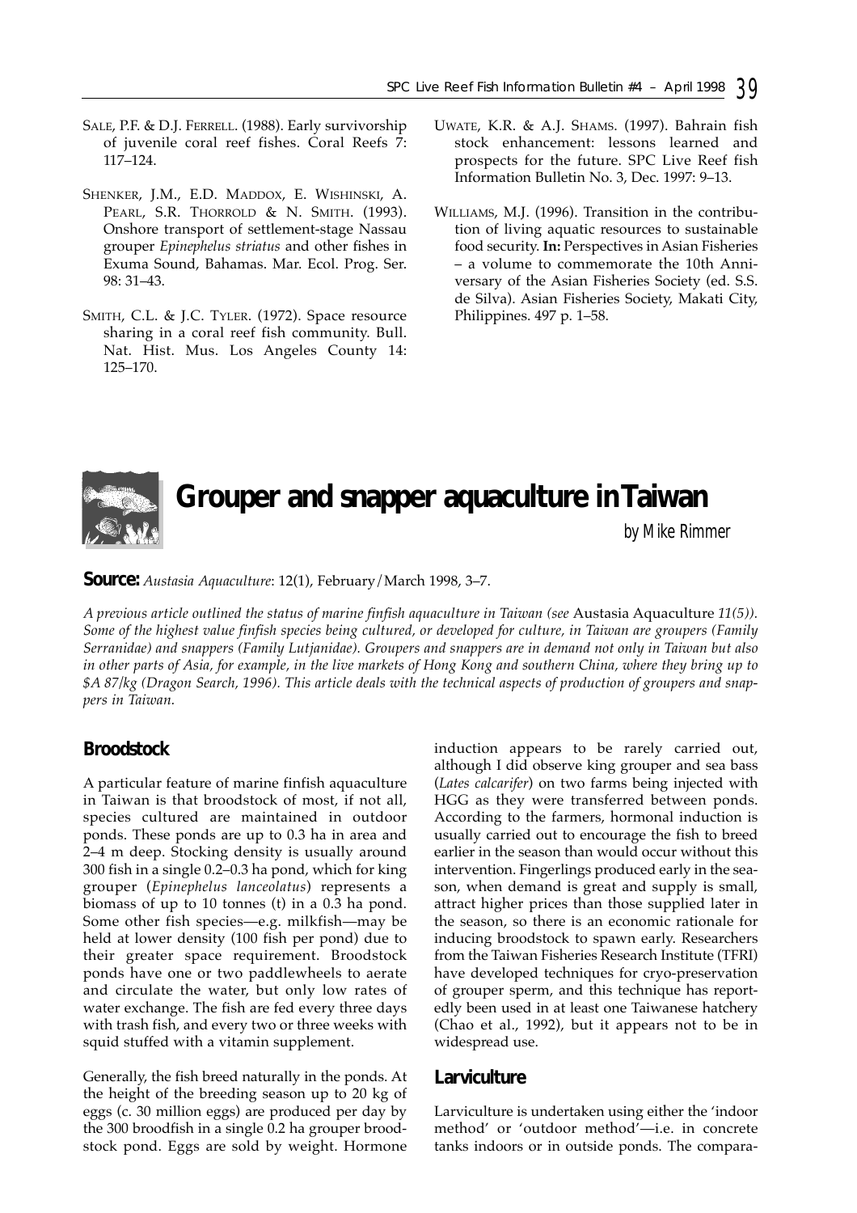SALE, P.F. & D.J. FERRELL. (1988). Early survivorship of juvenile coral reef fishes. Coral Reefs 7: 117–124.

SHENKER, J.M., E.D. MADDOX, E. WISHINSKI, A. PEARL, S.R. THORROLD & N. SMITH. (1993). Onshore transport of settlement-stage Nassau grouper *Epinephelus striatus* and other fishes in Exuma Sound, Bahamas. Mar. Ecol. Prog. Ser. 98: 31–43.

SMITH, C.L. & J.C. TYLER. (1972). Space resource sharing in a coral reef fish community. Bull. Nat. Hist. Mus. Los Angeles County 14: 125–170.

UWATE, K.R. & A.J. SHAMS. (1997). Bahrain fish stock enhancement: lessons learned and prospects for the future. SPC Live Reef fish Information Bulletin No. 3, Dec. 1997: 9–13.

WILLIAMS, M.J. (1996). Transition in the contribution of living aquatic resources to sustainable food security. **In:** Perspectives in Asian Fisheries – a volume to commemorate the 10th Anniversary of the Asian Fisheries Society (ed. S.S. de Silva). Asian Fisheries Society, Makati City, Philippines. 497 p. 1–58.

# Grouper and snapper aquaculture in Taiwan

*by Mike Rimmer*

**Source:** *Austasia Aquaculture*: 12(1), February/March 1998, 3–7.

*A previous article outlined the status of marine finfish aquaculture in Taiwan (see* Austasia Aquaculture *11(5)). Some of the highest value finfish species being cultured, or developed for culture, in Taiwan are groupers (Family Serranidae) and snappers (Family Lutjanidae). Groupers and snappers are in demand not only in Taiwan but also in other parts of Asia, for example, in the live markets of Hong Kong and southern China, where they bring up to $A 87/kg (Dragon Search, 1996). This article deals with the technical aspects of production of groupers and snappers in Taiwan.*

## Broodstock

A particular feature of marine finfish aquaculture in Taiwan is that broodstock of most, if not all, species cultured are maintained in outdoor ponds. These ponds are up to 0.3 ha in area and 2–4 m deep. Stocking density is usually around 300 fish in a single 0.2–0.3 ha pond, which for king grouper (*Epinephelus lanceolatus*) represents a biomass of up to 10 tonnes (t) in a 0.3 ha pond. Some other fish species—e.g. milkfish—may be held at lower density (100 fish per pond) due to their greater space requirement. Broodstock ponds have one or two paddlewheels to aerate and circulate the water, but only low rates of water exchange. The fish are fed every three days with trash fish, and every two or three weeks with squid stuffed with a vitamin supplement.

Generally, the fish breed naturally in the ponds. At the height of the breeding season up to 20 kg of eggs (c. 30 million eggs) are produced per day by the 300 broodfish in a single 0.2 ha grouper broodstock pond. Eggs are sold by weight. Hormone induction appears to be rarely carried out, although I did observe king grouper and sea bass (*Lates calcarifer*) on two farms being injected with HGG as they were transferred between ponds. According to the farmers, hormonal induction is usually carried out to encourage the fish to breed earlier in the season than would occur without this intervention. Fingerlings produced early in the season, when demand is great and supply is small, attract higher prices than those supplied later in the season, so there is an economic rationale for inducing broodstock to spawn early. Researchers from the Taiwan Fisheries Research Institute (TFRI) have developed techniques for cryo-preservation of grouper sperm, and this technique has reportedly been used in at least one Taiwanese hatchery (Chao et al., 1992), but it appears not to be in widespread use.

## Larviculture

Larviculture is undertaken using either the 'indoor method' or 'outdoor method'—i.e. in concrete tanks indoors or in outside ponds. The compara-